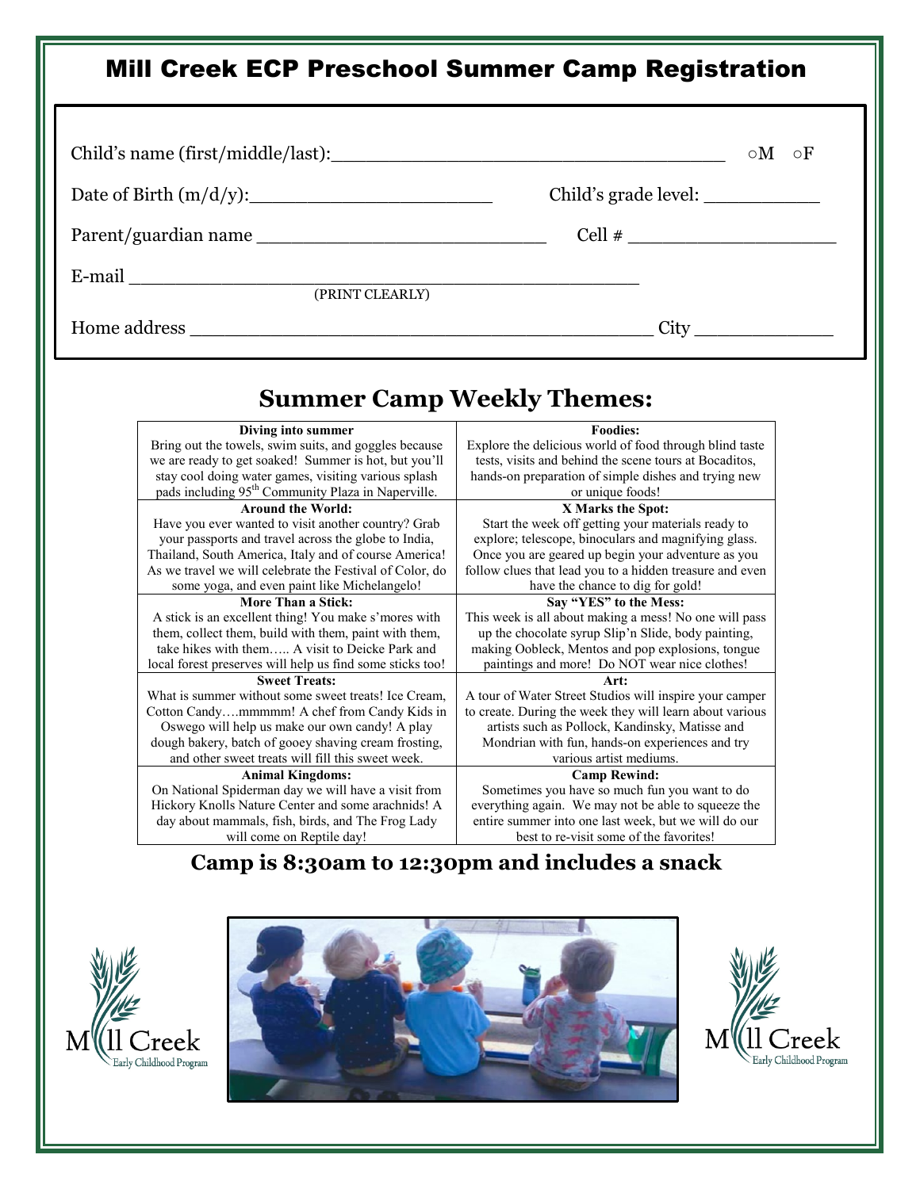# Mill Creek ECP Preschool Summer Camp Registration

Child's name (first/middle/last):___________________________________ ○M ○F

Date of Birth (m/d/y):______________________ Child's grade level: __________

Parent/guardian name ___________________________ Cell # ___________________

E-mail ______________________________________________
(PRINT CLEARLY)

Home address ___________________________________________ City ____________

## Summer Camp Weekly Themes:

| | |
|---|---|
| **Diving into summer**<br>Bring out the towels, swim suits, and goggles because we are ready to get soaked! Summer is hot, but you'll stay cool doing water games, visiting various splash pads including 95th Community Plaza in Naperville. | **Foodies:**<br>Explore the delicious world of food through blind taste tests, visits and behind the scene tours at Bocaditos, hands-on preparation of simple dishes and trying new or unique foods! |
| **Around the World:**<br>Have you ever wanted to visit another country? Grab your passports and travel across the globe to India, Thailand, South America, Italy and of course America! As we travel we will celebrate the Festival of Color, do some yoga, and even paint like Michelangelo! | **X Marks the Spot:**<br>Start the week off getting your materials ready to explore; telescope, binoculars and magnifying glass. Once you are geared up begin your adventure as you follow clues that lead you to a hidden treasure and even have the chance to dig for gold! |
| **More Than a Stick:**<br>A stick is an excellent thing! You make s'mores with them, collect them, build with them, paint with them, take hikes with them….. A visit to Deicke Park and local forest preserves will help us find some sticks too! | **Say "YES" to the Mess:**<br>This week is all about making a mess! No one will pass up the chocolate syrup Slip'n Slide, body painting, making Oobleck, Mentos and pop explosions, tongue paintings and more! Do NOT wear nice clothes! |
| **Sweet Treats:**<br>What is summer without some sweet treats! Ice Cream, Cotton Candy….mmmmm! A chef from Candy Kids in Oswego will help us make our own candy! A play dough bakery, batch of gooey shaving cream frosting, and other sweet treats will fill this sweet week. | **Art:**<br>A tour of Water Street Studios will inspire your camper to create. During the week they will learn about various artists such as Pollock, Kandinsky, Matisse and Mondrian with fun, hands-on experiences and try various artist mediums. |
| **Animal Kingdoms:**<br>On National Spiderman day we will have a visit from Hickory Knolls Nature Center and some arachnids! A day about mammals, fish, birds, and The Frog Lady will come on Reptile day! | **Camp Rewind:**<br>Sometimes you have so much fun you want to do everything again. We may not be able to squeeze the entire summer into one last week, but we will do our best to re-visit some of the favorites! |

## Camp is 8:30am to 12:30pm and includes a snack

Mill Creek Early Childhood Program

Mill Creek Early Childhood Program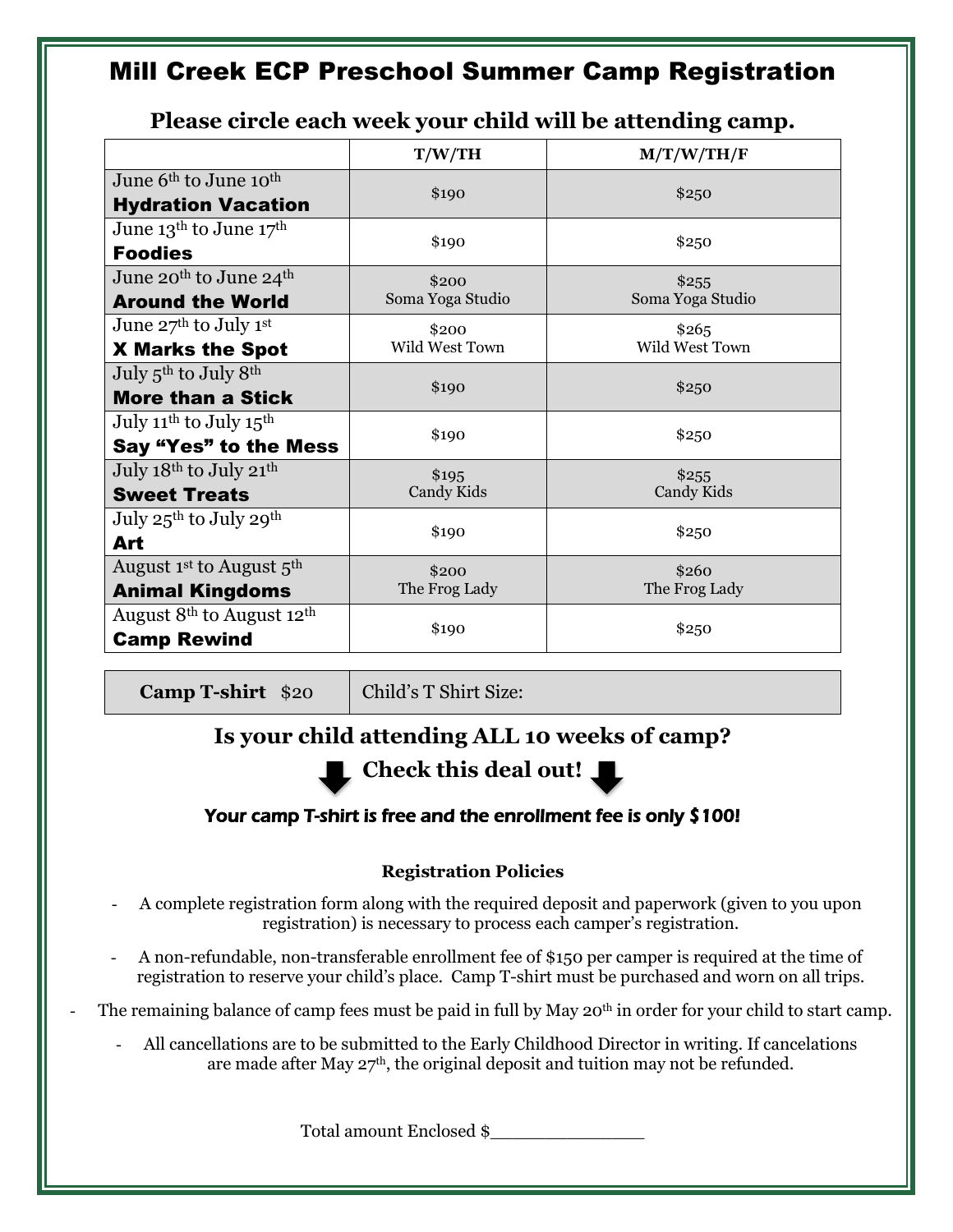# Mill Creek ECP Preschool Summer Camp Registration

## Please circle each week your child will be attending camp.

| | T/W/TH | M/T/W/TH/F |
|---|---|---|
| June 6th to June 10th **Hydration Vacation** | $190 | $250 |
| June 13th to June 17th **Foodies** | $190 | $250 |
| June 20th to June 24th **Around the World** | $200 Soma Yoga Studio | $255 Soma Yoga Studio |
| June 27th to July 1st **X Marks the Spot** | $200 Wild West Town | $265 Wild West Town |
| July 5th to July 8th **More than a Stick** | $190 | $250 |
| July 11th to July 15th **Say "Yes" to the Mess** | $190 | $250 |
| July 18th to July 21th **Sweet Treats** | $195 Candy Kids | $255 Candy Kids |
| July 25th to July 29th **Art** | $190 | $250 |
| August 1st to August 5th **Animal Kingdoms** | $200 The Frog Lady | $260 The Frog Lady |
| August 8th to August 12th **Camp Rewind** | $190 | $250 |

| | |
|---|---|
| **Camp T-shirt** $20 | Child's T Shirt Size: |

**Is your child attending ALL 10 weeks of camp?**

**Check this deal out!**

***Your camp T-shirt is free and the enrollment fee is only $100!***

**Registration Policies**

- A complete registration form along with the required deposit and paperwork (given to you upon registration) is necessary to process each camper's registration.
- A non-refundable, non-transferable enrollment fee of $150 per camper is required at the time of registration to reserve your child's place. Camp T-shirt must be purchased and worn on all trips.
- The remaining balance of camp fees must be paid in full by May 20th in order for your child to start camp.
- All cancellations are to be submitted to the Early Childhood Director in writing. If cancelations are made after May 27th, the original deposit and tuition may not be refunded.

Total amount Enclosed $_______________